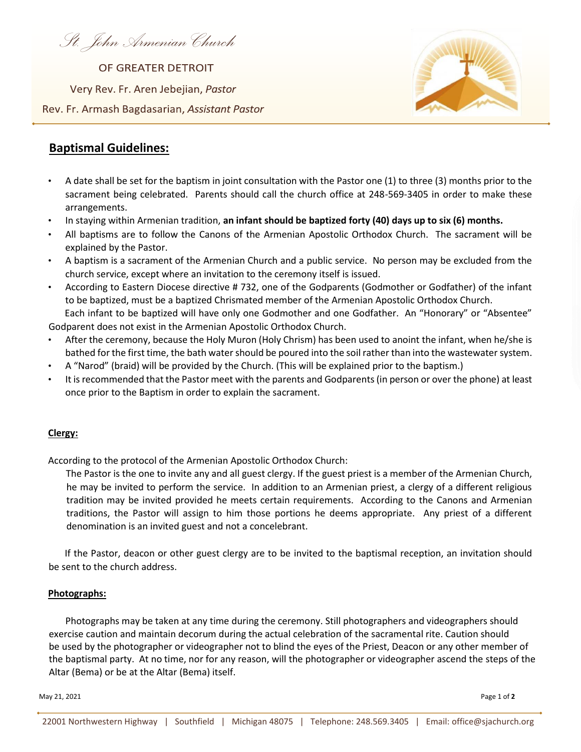St. John Armenian Church

OF GREATER DETROIT

Very Rev. Fr. Aren Jebejian, *Pastor*

Rev. Fr. Armash Bagdasarian, *Assistant Pastor*

## Baptismal Guidelines:

- A date shall be set for the baptism in joint consultation with the Pastor one (1) to three (3) months prior to the sacrament being celebrated. Parents should call the church office at 248-569-3405 in order to make these arrangements.
- In staying within Armenian tradition, **an infant should be baptized forty (40) days up to six (6) months.**
- All baptisms are to follow the Canons of the Armenian Apostolic Orthodox Church. The sacrament will be explained by the Pastor.
- A baptism is a sacrament of the Armenian Church and a public service. No person may be excluded from the church service, except where an invitation to the ceremony itself is issued.
- According to Eastern Diocese directive # 732, one of the Godparents (Godmother or Godfather) of the infant to be baptized, must be a baptized Chrismated member of the Armenian Apostolic Orthodox Church. Each infant to be baptized will have only one Godmother and one Godfather. An "Honorary" or "Absentee" Godparent does not exist in the Armenian Apostolic Orthodox Church.
- After the ceremony, because the Holy Muron (Holy Chrism) has been used to anoint the infant, when he/she is bathed for the first time, the bath water should be poured into the soil rather than into the wastewater system.
- A "Narod" (braid) will be provided by the Church. (This will be explained prior to the baptism.)
- It is recommended that the Pastor meet with the parents and Godparents (in person or over the phone) at least once prior to the Baptism in order to explain the sacrament.

### Clergy:

According to the protocol of the Armenian Apostolic Orthodox Church:

The Pastor is the one to invite any and all guest clergy. If the guest priest is a member of the Armenian Church, he may be invited to perform the service. In addition to an Armenian priest, a clergy of a different religious tradition may be invited provided he meets certain requirements. According to the Canons and Armenian traditions, the Pastor will assign to him those portions he deems appropriate. Any priest of a different denomination is an invited guest and not a concelebrant.

If the Pastor, deacon or other guest clergy are to be invited to the baptismal reception, an invitation should be sent to the church address.

### Photographs:

Photographs may be taken at any time during the ceremony. Still photographers and videographers should exercise caution and maintain decorum during the actual celebration of the sacramental rite. Caution should be used by the photographer or videographer not to blind the eyes of the Priest, Deacon or any other member of the baptismal party. At no time, nor for any reason, will the photographer or videographer ascend the steps of the Altar (Bema) or be at the Altar (Bema) itself.

May 21, 2021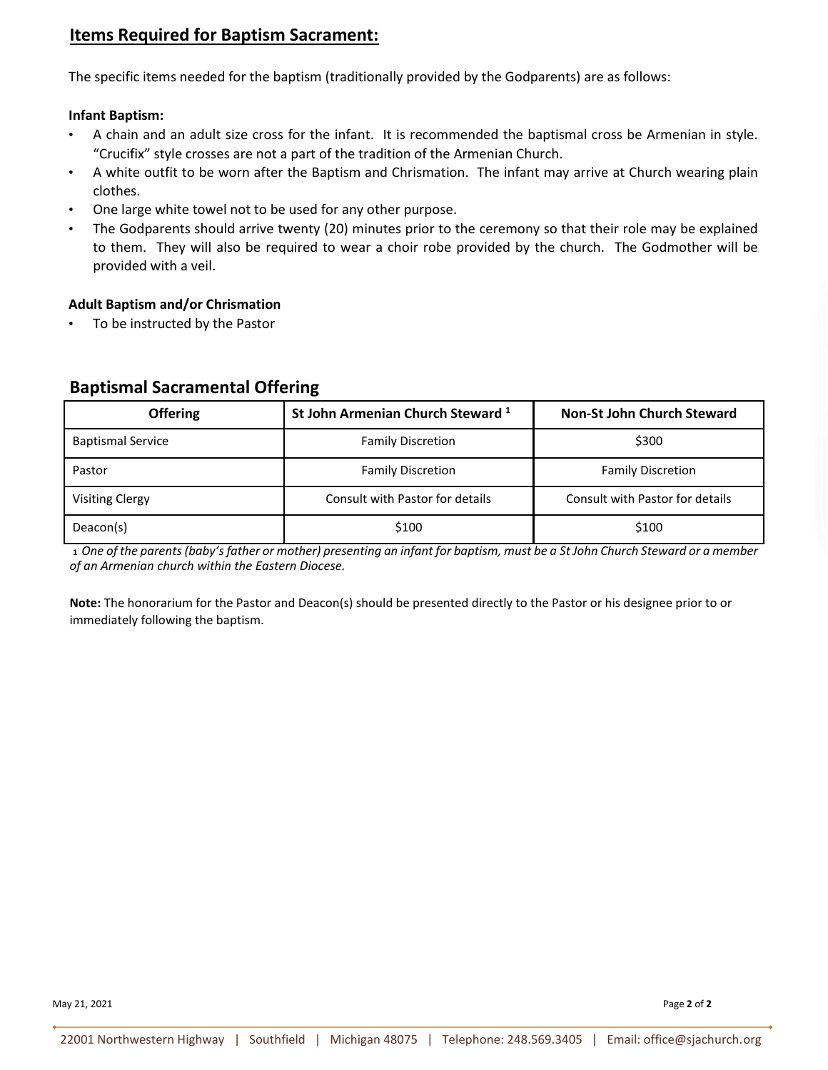## Items Required for Baptism Sacrament:

The specific items needed for the baptism (traditionally provided by the Godparents) are as follows:

**Infant Baptism:**

- A chain and an adult size cross for the infant. It is recommended the baptismal cross be Armenian in style. "Crucifix" style crosses are not a part of the tradition of the Armenian Church.
- A white outfit to be worn after the Baptism and Chrismation. The infant may arrive at Church wearing plain clothes.
- One large white towel not to be used for any other purpose.
- The Godparents should arrive twenty (20) minutes prior to the ceremony so that their role may be explained to them. They will also be required to wear a choir robe provided by the church. The Godmother will be provided with a veil.

**Adult Baptism and/or Chrismation**

- To be instructed by the Pastor

## Baptismal Sacramental Offering

| Offering | St John Armenian Church Steward [1] | Non-St John Church Steward |
|---|---|---|
| Baptismal Service | Family Discretion | $300 |
| Pastor | Family Discretion | Family Discretion |
| Visiting Clergy | Consult with Pastor for details | Consult with Pastor for details |
| Deacon(s) | $100 | $100 |

[1] *One of the parents (baby's father or mother) presenting an infant for baptism, must be a St John Church Steward or a member of an Armenian church within the Eastern Diocese.*

**Note:** The honorarium for the Pastor and Deacon(s) should be presented directly to the Pastor or his designee prior to or immediately following the baptism.

May 21, 2021

22001 Northwestern Highway | Southfield | Michigan 48075 | Telephone: 248.569.3405 | Email: office@sjachurch.org